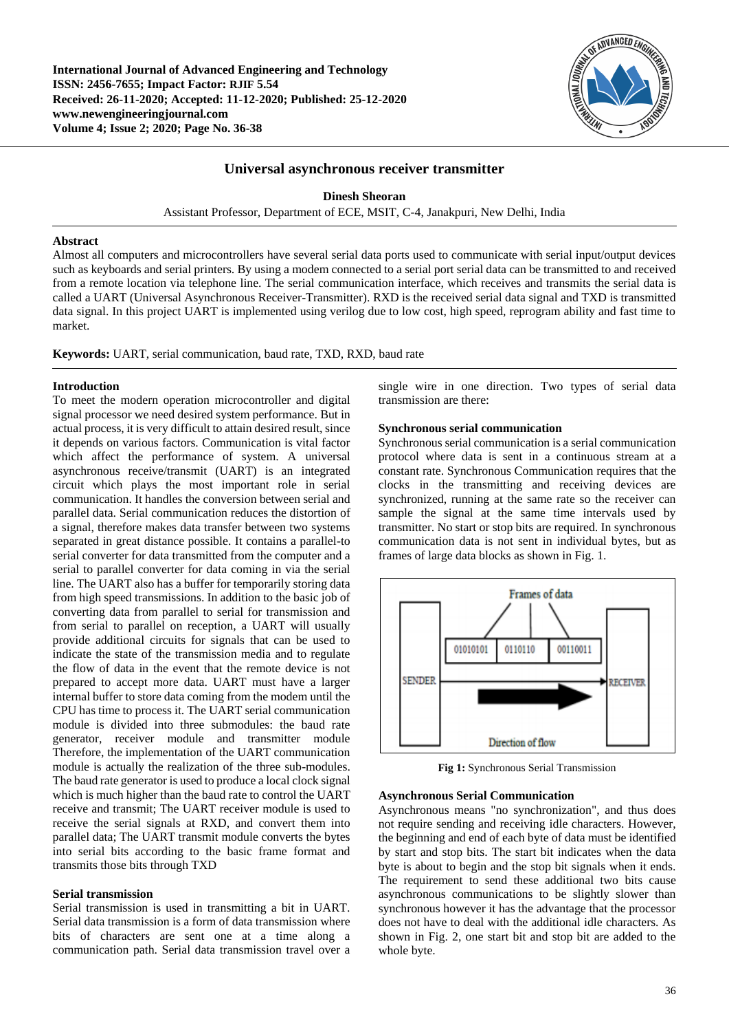# Universal asynchronous receiver transmitter

**Dinesh Sheoran**

Assistant Professor, Department of ECE, MSIT, C-4, Janakpuri, New Delhi, India

## Abstract

Almost all computers and microcontrollers have several serial data ports used to communicate with serial input/output devices such as keyboards and serial printers. By using a modem connected to a serial port serial data can be transmitted to and received from a remote location via telephone line. The serial communication interface, which receives and transmits the serial data is called a UART (Universal Asynchronous Receiver-Transmitter). RXD is the received serial data signal and TXD is transmitted data signal. In this project UART is implemented using verilog due to low cost, high speed, reprogram ability and fast time to market.

**Keywords:** UART, serial communication, baud rate, TXD, RXD, baud rate

## Introduction

To meet the modern operation microcontroller and digital signal processor we need desired system performance. But in actual process, it is very difficult to attain desired result, since it depends on various factors. Communication is vital factor which affect the performance of system. A universal asynchronous receive/transmit (UART) is an integrated circuit which plays the most important role in serial communication. It handles the conversion between serial and parallel data. Serial communication reduces the distortion of a signal, therefore makes data transfer between two systems separated in great distance possible. It contains a parallel-to serial converter for data transmitted from the computer and a serial to parallel converter for data coming in via the serial line. The UART also has a buffer for temporarily storing data from high speed transmissions. In addition to the basic job of converting data from parallel to serial for transmission and from serial to parallel on reception, a UART will usually provide additional circuits for signals that can be used to indicate the state of the transmission media and to regulate the flow of data in the event that the remote device is not prepared to accept more data. UART must have a larger internal buffer to store data coming from the modem until the CPU has time to process it. The UART serial communication module is divided into three submodules: the baud rate generator, receiver module and transmitter module Therefore, the implementation of the UART communication module is actually the realization of the three sub-modules. The baud rate generator is used to produce a local clock signal which is much higher than the baud rate to control the UART receive and transmit; The UART receiver module is used to receive the serial signals at RXD, and convert them into parallel data; The UART transmit module converts the bytes into serial bits according to the basic frame format and transmits those bits through TXD

## Serial transmission

Serial transmission is used in transmitting a bit in UART. Serial data transmission is a form of data transmission where bits of characters are sent one at a time along a communication path. Serial data transmission travel over a single wire in one direction. Two types of serial data transmission are there:

### Synchronous serial communication

Synchronous serial communication is a serial communication protocol where data is sent in a continuous stream at a constant rate. Synchronous Communication requires that the clocks in the transmitting and receiving devices are synchronized, running at the same rate so the receiver can sample the signal at the same time intervals used by transmitter. No start or stop bits are required. In synchronous communication data is not sent in individual bytes, but as frames of large data blocks as shown in Fig. 1.

**Fig 1:** Synchronous Serial Transmission

### Asynchronous Serial Communication

Asynchronous means "no synchronization", and thus does not require sending and receiving idle characters. However, the beginning and end of each byte of data must be identified by start and stop bits. The start bit indicates when the data byte is about to begin and the stop bit signals when it ends. The requirement to send these additional two bits cause asynchronous communications to be slightly slower than synchronous however it has the advantage that the processor does not have to deal with the additional idle characters. As shown in Fig. 2, one start bit and stop bit are added to the whole byte.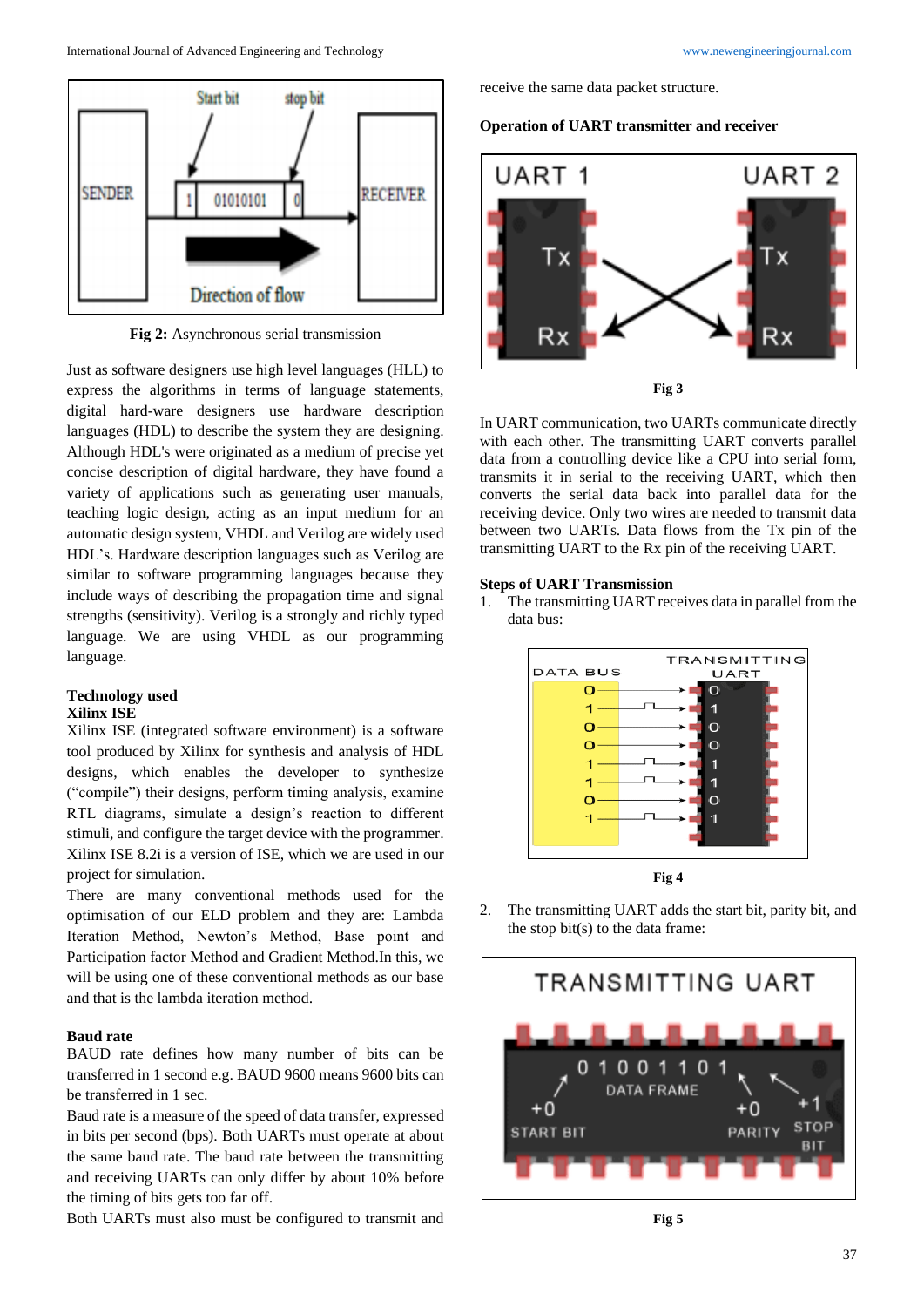Fig 2: Asynchronous serial transmission

Just as software designers use high level languages (HLL) to express the algorithms in terms of language statements, digital hard-ware designers use hardware description languages (HDL) to describe the system they are designing. Although HDL's were originated as a medium of precise yet concise description of digital hardware, they have found a variety of applications such as generating user manuals, teaching logic design, acting as an input medium for an automatic design system, VHDL and Verilog are widely used HDL's. Hardware description languages such as Verilog are similar to software programming languages because they include ways of describing the propagation time and signal strengths (sensitivity). Verilog is a strongly and richly typed language. We are using VHDL as our programming language.

**Technology used**

**Xilinx ISE**

Xilinx ISE (integrated software environment) is a software tool produced by Xilinx for synthesis and analysis of HDL designs, which enables the developer to synthesize ("compile") their designs, perform timing analysis, examine RTL diagrams, simulate a design's reaction to different stimuli, and configure the target device with the programmer. Xilinx ISE 8.2i is a version of ISE, which we are used in our project for simulation.

There are many conventional methods used for the optimisation of our ELD problem and they are: Lambda Iteration Method, Newton's Method, Base point and Participation factor Method and Gradient Method.In this, we will be using one of these conventional methods as our base and that is the lambda iteration method.

**Baud rate**

BAUD rate defines how many number of bits can be transferred in 1 second e.g. BAUD 9600 means 9600 bits can be transferred in 1 sec.

Baud rate is a measure of the speed of data transfer, expressed in bits per second (bps). Both UARTs must operate at about the same baud rate. The baud rate between the transmitting and receiving UARTs can only differ by about 10% before the timing of bits gets too far off.

Both UARTs must also must be configured to transmit and receive the same data packet structure.

**Operation of UART transmitter and receiver**

Fig 3

In UART communication, two UARTs communicate directly with each other. The transmitting UART converts parallel data from a controlling device like a CPU into serial form, transmits it in serial to the receiving UART, which then converts the serial data back into parallel data for the receiving device. Only two wires are needed to transmit data between two UARTs. Data flows from the Tx pin of the transmitting UART to the Rx pin of the receiving UART.

**Steps of UART Transmission**

1. The transmitting UART receives data in parallel from the data bus:

Fig 4

2. The transmitting UART adds the start bit, parity bit, and the stop bit(s) to the data frame:

Fig 5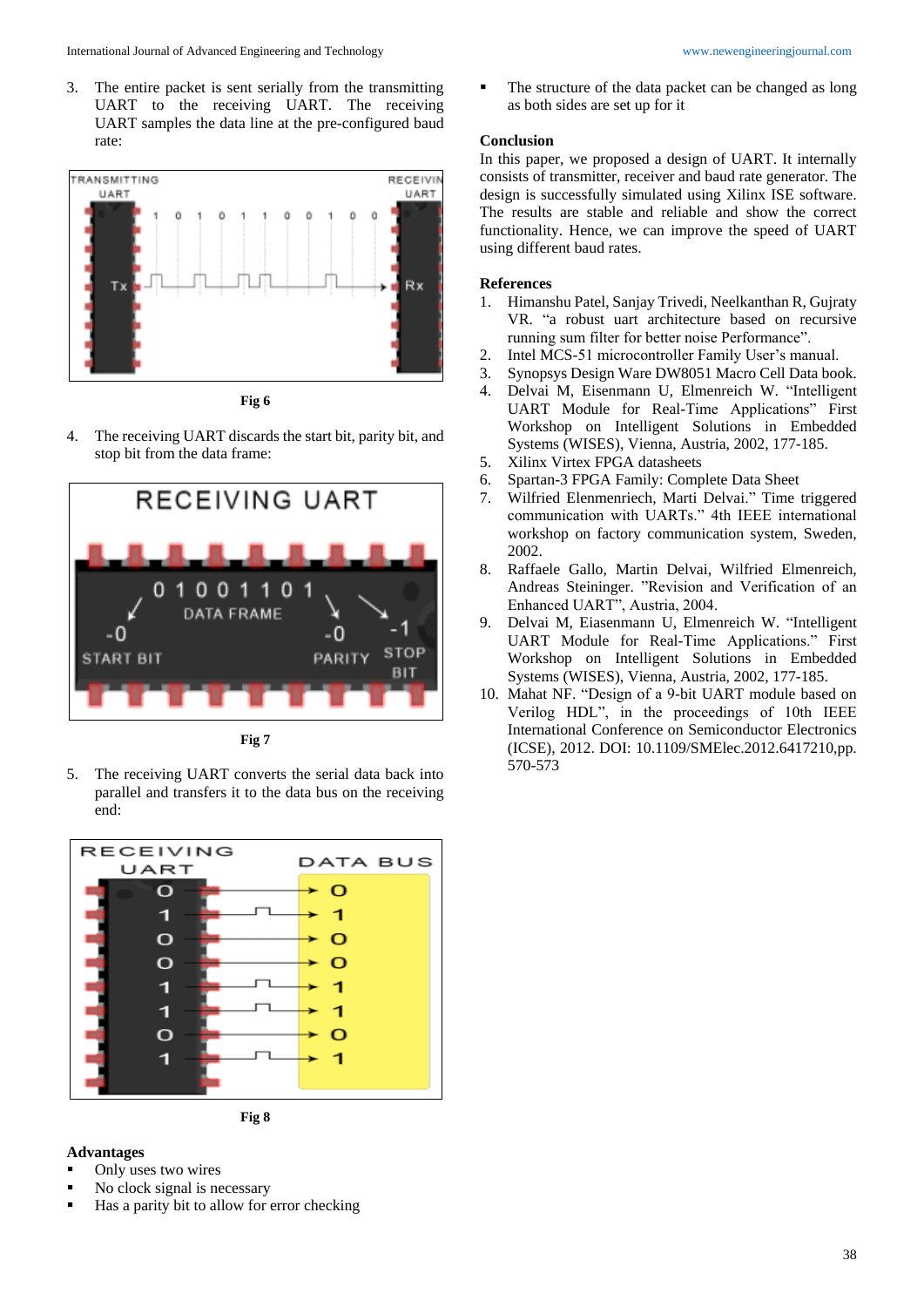3. The entire packet is sent serially from the transmitting UART to the receiving UART. The receiving UART samples the data line at the pre-configured baud rate:

TRANSMITTING UART

RECEIVING UART

1 0 1 0 1 1 0 0 1 0 0

Tx

Rx

Fig 6

4. The receiving UART discards the start bit, parity bit, and stop bit from the data frame:

RECEIVING UART

0 1 0 0 1 1 0 1

DATA FRAME

-0

START BIT

-0

PARITY

-1

STOP BIT

Fig 7

5. The receiving UART converts the serial data back into parallel and transfers it to the data bus on the receiving end:

RECEIVING UART

DATA BUS

0 1 0 0 1 1 0 1

0 1 0 0 1 1 0 1

Fig 8

**Advantages**

- Only uses two wires
- No clock signal is necessary
- Has a parity bit to allow for error checking
- The structure of the data packet can be changed as long as both sides are set up for it

**Conclusion**

In this paper, we proposed a design of UART. It internally consists of transmitter, receiver and baud rate generator. The design is successfully simulated using Xilinx ISE software. The results are stable and reliable and show the correct functionality. Hence, we can improve the speed of UART using different baud rates.

**References**

1. Himanshu Patel, Sanjay Trivedi, Neelkanthan R, Gujraty VR. "a robust uart architecture based on recursive running sum filter for better noise Performance".
2. Intel MCS-51 microcontroller Family User's manual.
3. Synopsys Design Ware DW8051 Macro Cell Data book.
4. Delvai M, Eisenmann U, Elmenreich W. "Intelligent UART Module for Real-Time Applications" First Workshop on Intelligent Solutions in Embedded Systems (WISES), Vienna, Austria, 2002, 177-185.
5. Xilinx Virtex FPGA datasheets
6. Spartan-3 FPGA Family: Complete Data Sheet
7. Wilfried Elenmenriech, Marti Delvai." Time triggered communication with UARTs." 4th IEEE international workshop on factory communication system, Sweden, 2002.
8. Raffaele Gallo, Martin Delvai, Wilfried Elmenreich, Andreas Steininger. "Revision and Verification of an Enhanced UART", Austria, 2004.
9. Delvai M, Eisenmann U, Elmenreich W. "Intelligent UART Module for Real-Time Applications." First Workshop on Intelligent Solutions in Embedded Systems (WISES), Vienna, Austria, 2002, 177-185.
10. Mahat NF. "Design of a 9-bit UART module based on Verilog HDL", in the proceedings of 10th IEEE International Conference on Semiconductor Electronics (ICSE), 2012. DOI: 10.1109/SMElec.2012.6417210,pp. 570-573